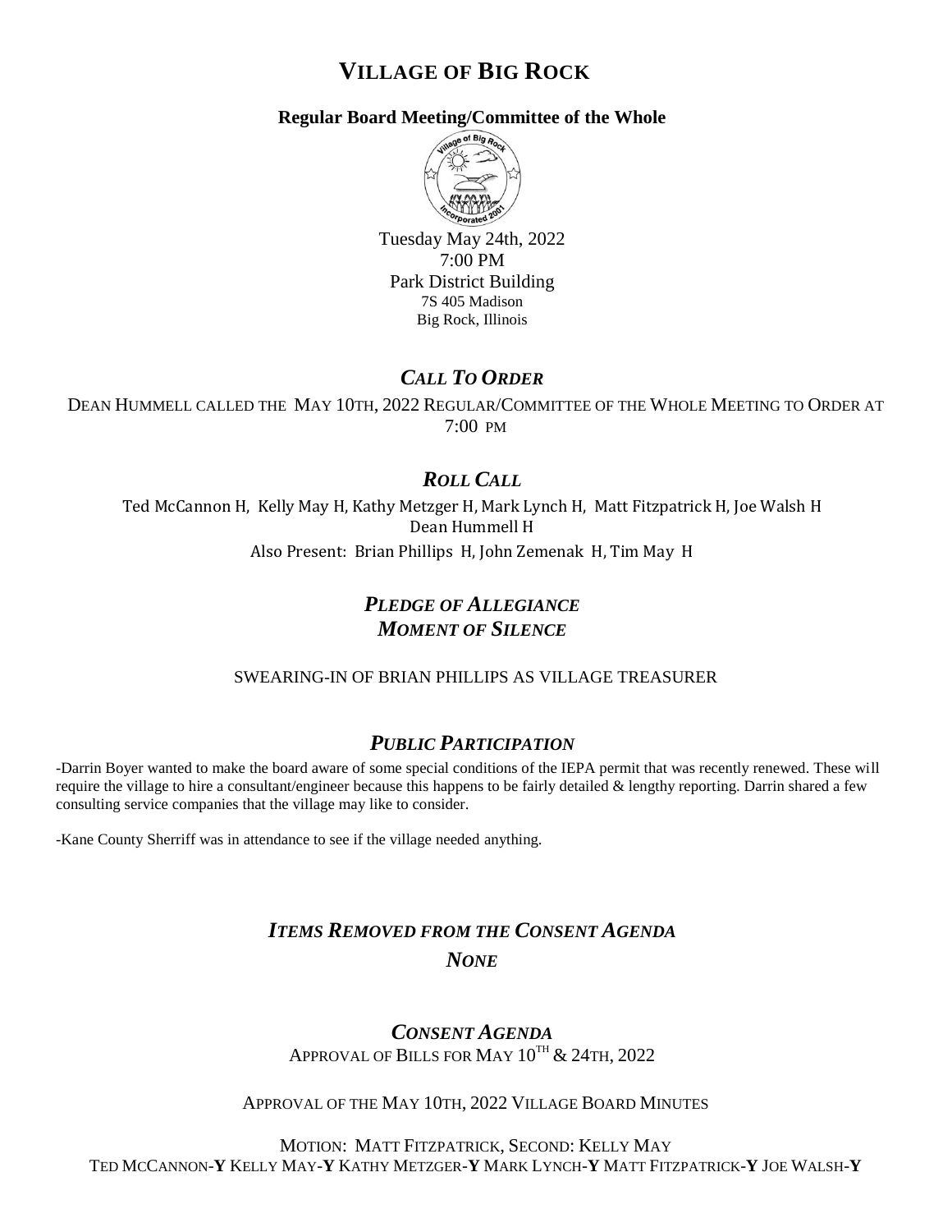# VILLAGE OF BIG ROCK

**Regular Board Meeting/Committee of the Whole**

Tuesday May 24th, 2022
7:00 PM
Park District Building
7S 405 Madison
Big Rock, Illinois

## *CALL TO ORDER*

DEAN HUMMELL CALLED THE MAY 10TH, 2022 REGULAR/COMMITTEE OF THE WHOLE MEETING TO ORDER AT 7:00 PM

## *ROLL CALL*

Ted McCannon H, Kelly May H, Kathy Metzger H, Mark Lynch H, Matt Fitzpatrick H, Joe Walsh H
Dean Hummell H

Also Present: Brian Phillips H, John Zemenak H, Tim May H

## *PLEDGE OF ALLEGIANCE*
## *MOMENT OF SILENCE*

SWEARING-IN OF BRIAN PHILLIPS AS VILLAGE TREASURER

## *PUBLIC PARTICIPATION*

-Darrin Boyer wanted to make the board aware of some special conditions of the IEPA permit that was recently renewed. These will require the village to hire a consultant/engineer because this happens to be fairly detailed & lengthy reporting. Darrin shared a few consulting service companies that the village may like to consider.

-Kane County Sherriff was in attendance to see if the village needed anything.

## *ITEMS REMOVED FROM THE CONSENT AGENDA*

*NONE*

## *CONSENT AGENDA*

APPROVAL OF BILLS FOR MAY 10TH & 24TH, 2022

APPROVAL OF THE MAY 10TH, 2022 VILLAGE BOARD MINUTES

MOTION: MATT FITZPATRICK, SECOND: KELLY MAY
TED MCCANNON-**Y** KELLY MAY-**Y** KATHY METZGER-**Y** MARK LYNCH-**Y** MATT FITZPATRICK-**Y** JOE WALSH-**Y**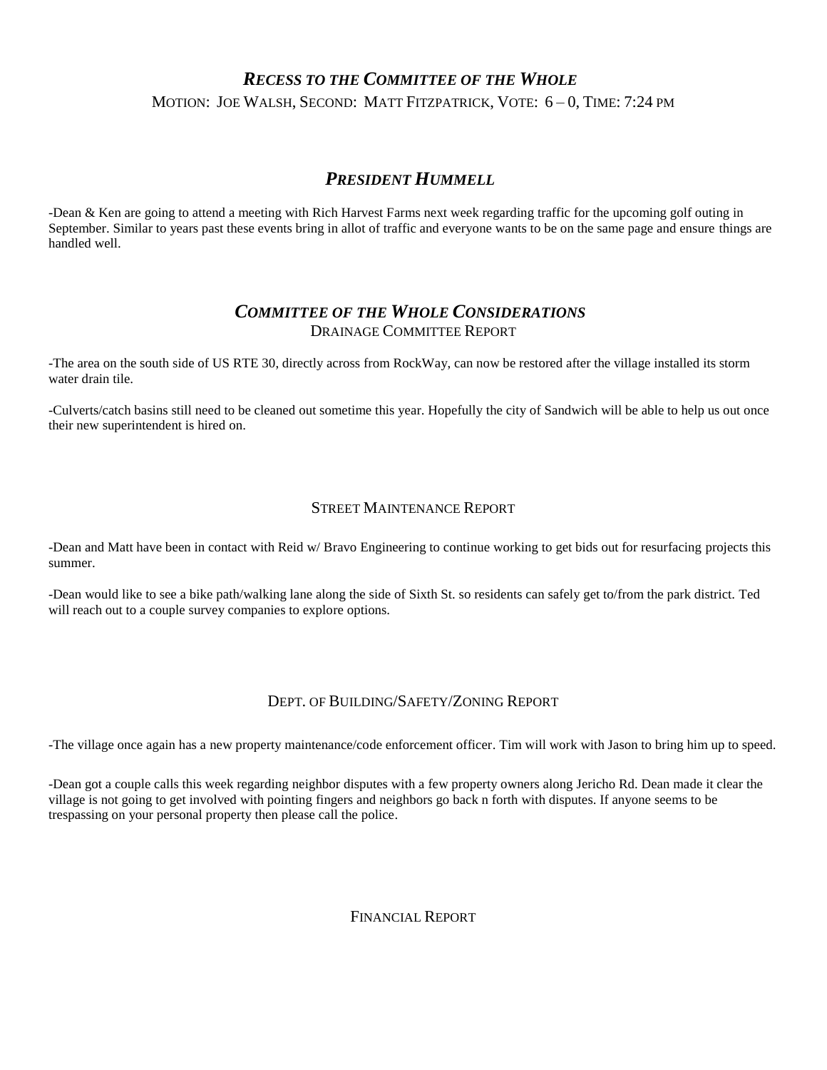## *RECESS TO THE COMMITTEE OF THE WHOLE*

MOTION: JOE WALSH, SECOND: MATT FITZPATRICK, VOTE: 6 – 0, TIME: 7:24 PM

## *PRESIDENT HUMMELL*

-Dean & Ken are going to attend a meeting with Rich Harvest Farms next week regarding traffic for the upcoming golf outing in September. Similar to years past these events bring in allot of traffic and everyone wants to be on the same page and ensure things are handled well.

## *COMMITTEE OF THE WHOLE CONSIDERATIONS*

### DRAINAGE COMMITTEE REPORT

-The area on the south side of US RTE 30, directly across from RockWay, can now be restored after the village installed its storm water drain tile.

-Culverts/catch basins still need to be cleaned out sometime this year. Hopefully the city of Sandwich will be able to help us out once their new superintendent is hired on.

### STREET MAINTENANCE REPORT

-Dean and Matt have been in contact with Reid w/ Bravo Engineering to continue working to get bids out for resurfacing projects this summer.

-Dean would like to see a bike path/walking lane along the side of Sixth St. so residents can safely get to/from the park district. Ted will reach out to a couple survey companies to explore options.

### DEPT. OF BUILDING/SAFETY/ZONING REPORT

-The village once again has a new property maintenance/code enforcement officer. Tim will work with Jason to bring him up to speed.

-Dean got a couple calls this week regarding neighbor disputes with a few property owners along Jericho Rd. Dean made it clear the village is not going to get involved with pointing fingers and neighbors go back n forth with disputes. If anyone seems to be trespassing on your personal property then please call the police.

### FINANCIAL REPORT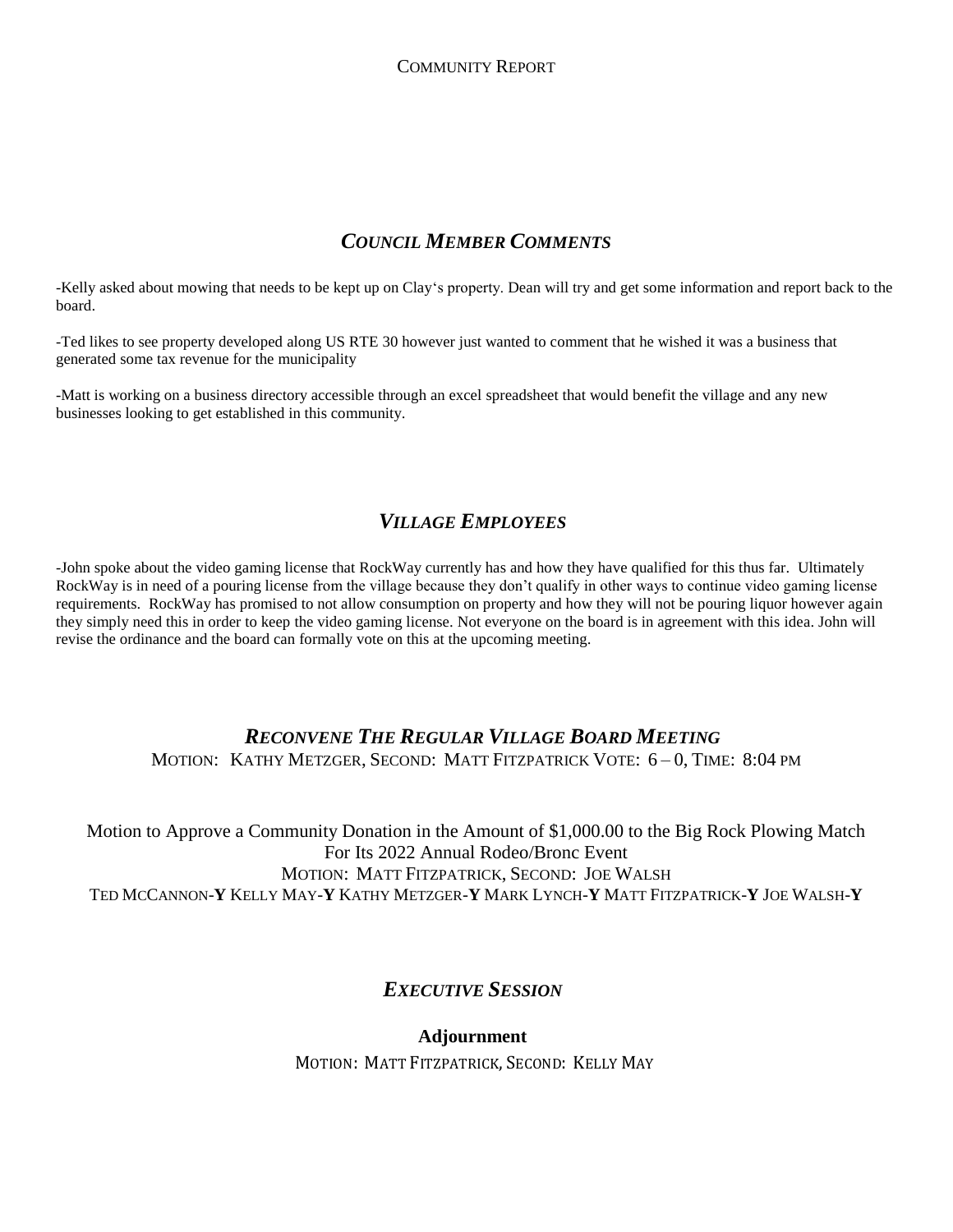COMMUNITY REPORT

## *COUNCIL MEMBER COMMENTS*

-Kelly asked about mowing that needs to be kept up on Clay's property. Dean will try and get some information and report back to the board.

-Ted likes to see property developed along US RTE 30 however just wanted to comment that he wished it was a business that generated some tax revenue for the municipality

-Matt is working on a business directory accessible through an excel spreadsheet that would benefit the village and any new businesses looking to get established in this community.

## *VILLAGE EMPLOYEES*

-John spoke about the video gaming license that RockWay currently has and how they have qualified for this thus far. Ultimately RockWay is in need of a pouring license from the village because they don't qualify in other ways to continue video gaming license requirements. RockWay has promised to not allow consumption on property and how they will not be pouring liquor however again they simply need this in order to keep the video gaming license. Not everyone on the board is in agreement with this idea. John will revise the ordinance and the board can formally vote on this at the upcoming meeting.

## *RECONVENE THE REGULAR VILLAGE BOARD MEETING*

MOTION: KATHY METZGER, SECOND: MATT FITZPATRICK VOTE: 6 – 0, TIME: 8:04 PM

Motion to Approve a Community Donation in the Amount of $1,000.00 to the Big Rock Plowing Match For Its 2022 Annual Rodeo/Bronc Event

MOTION: MATT FITZPATRICK, SECOND: JOE WALSH

TED MCCANNON-**Y** KELLY MAY-**Y** KATHY METZGER-**Y** MARK LYNCH-**Y** MATT FITZPATRICK-**Y** JOE WALSH-**Y**

## *EXECUTIVE SESSION*

### Adjournment

MOTION: MATT FITZPATRICK, SECOND: KELLY MAY